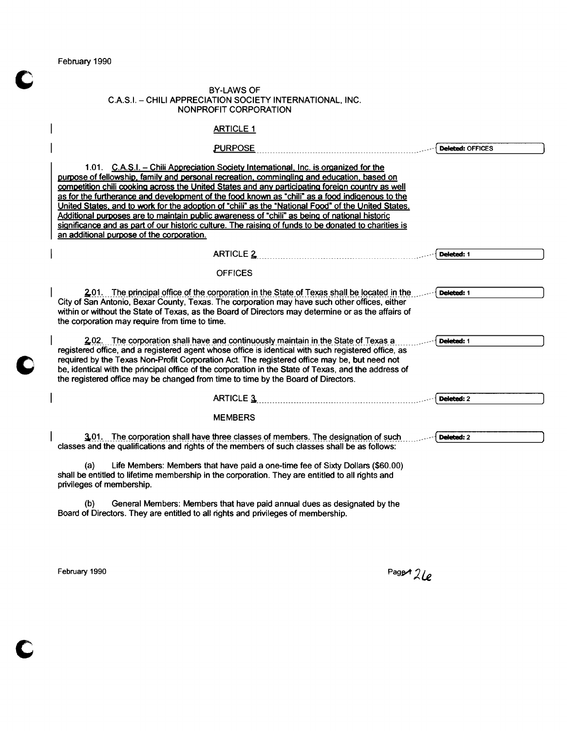February 1990

BY-LAWS OF
C.A.S.I. – CHILI APPRECIATION SOCIETY INTERNATIONAL, INC.
NONPROFIT CORPORATION

## ARTICLE 1

## PURPOSE

1.01. C.A.S.I. – Chili Appreciation Society International, Inc. is organized for the purpose of fellowship, family and personal recreation, commingling and education, based on competition chili cooking across the United States and any participating foreign country as well as for the furtherance and development of the food known as "chili" as a food indigenous to the United States, and to work for the adoption of "chili" as the "National Food" of the United States. Additional purposes are to maintain public awareness of "chili" as being of national historic significance and as part of our historic culture. The raising of funds to be donated to charities is an additional purpose of the corporation.

## ARTICLE 2

## OFFICES

2.01. The principal office of the corporation in the State of Texas shall be located in the City of San Antonio, Bexar County, Texas. The corporation may have such other offices, either within or without the State of Texas, as the Board of Directors may determine or as the affairs of the corporation may require from time to time.

2.02. The corporation shall have and continuously maintain in the State of Texas a registered office, and a registered agent whose office is identical with such registered office, as required by the Texas Non-Profit Corporation Act. The registered office may be, but need not be, identical with the principal office of the corporation in the State of Texas, and the address of the registered office may be changed from time to time by the Board of Directors.

## ARTICLE 3

## MEMBERS

3.01. The corporation shall have three classes of members. The designation of such classes and the qualifications and rights of the members of such classes shall be as follows:

(a) Life Members: Members that have paid a one-time fee of Sixty Dollars ($60.00) shall be entitled to lifetime membership in the corporation. They are entitled to all rights and privileges of membership.

(b) General Members: Members that have paid annual dues as designated by the Board of Directors. They are entitled to all rights and privileges of membership.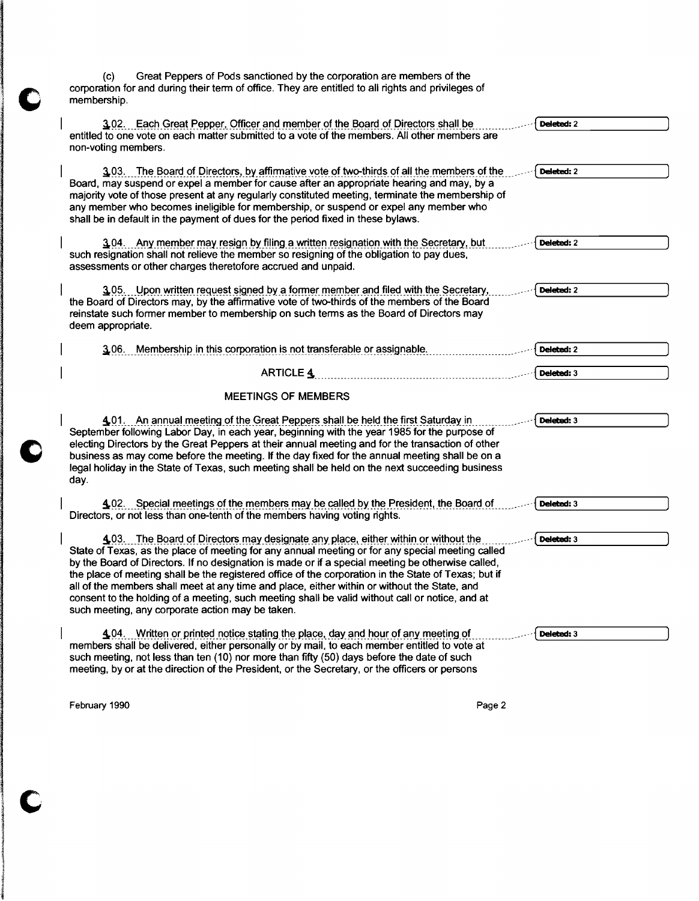(c) Great Peppers of Pods sanctioned by the corporation are members of the corporation for and during their term of office. They are entitled to all rights and privileges of membership.

3.02. Each Great Pepper, Officer and member of the Board of Directors shall be entitled to one vote on each matter submitted to a vote of the members. All other members are non-voting members.

3.03. The Board of Directors, by affirmative vote of two-thirds of all the members of the Board, may suspend or expel a member for cause after an appropriate hearing and may, by a majority vote of those present at any regularly constituted meeting, terminate the membership of any member who becomes ineligible for membership, or suspend or expel any member who shall be in default in the payment of dues for the period fixed in these bylaws.

3.04. Any member may resign by filing a written resignation with the Secretary, but such resignation shall not relieve the member so resigning of the obligation to pay dues, assessments or other charges theretofore accrued and unpaid.

3.05. Upon written request signed by a former member and filed with the Secretary, the Board of Directors may, by the affirmative vote of two-thirds of the members of the Board reinstate such former member to membership on such terms as the Board of Directors may deem appropriate.

3.06. Membership in this corporation is not transferable or assignable.

## ARTICLE 4

## MEETINGS OF MEMBERS

4.01. An annual meeting of the Great Peppers shall be held the first Saturday in September following Labor Day, in each year, beginning with the year 1985 for the purpose of electing Directors by the Great Peppers at their annual meeting and for the transaction of other business as may come before the meeting. If the day fixed for the annual meeting shall be on a legal holiday in the State of Texas, such meeting shall be held on the next succeeding business day.

4.02. Special meetings of the members may be called by the President, the Board of Directors, or not less than one-tenth of the members having voting rights.

4.03. The Board of Directors may designate any place, either within or without the State of Texas, as the place of meeting for any annual meeting or for any special meeting called by the Board of Directors. If no designation is made or if a special meeting be otherwise called, the place of meeting shall be the registered office of the corporation in the State of Texas; but if all of the members shall meet at any time and place, either within or without the State, and consent to the holding of a meeting, such meeting shall be valid without call or notice, and at such meeting, any corporate action may be taken.

4.04. Written or printed notice stating the place, day and hour of any meeting of members shall be delivered, either personally or by mail, to each member entitled to vote at such meeting, not less than ten (10) nor more than fifty (50) days before the date of such meeting, by or at the direction of the President, or the Secretary, or the officers or persons

February 1990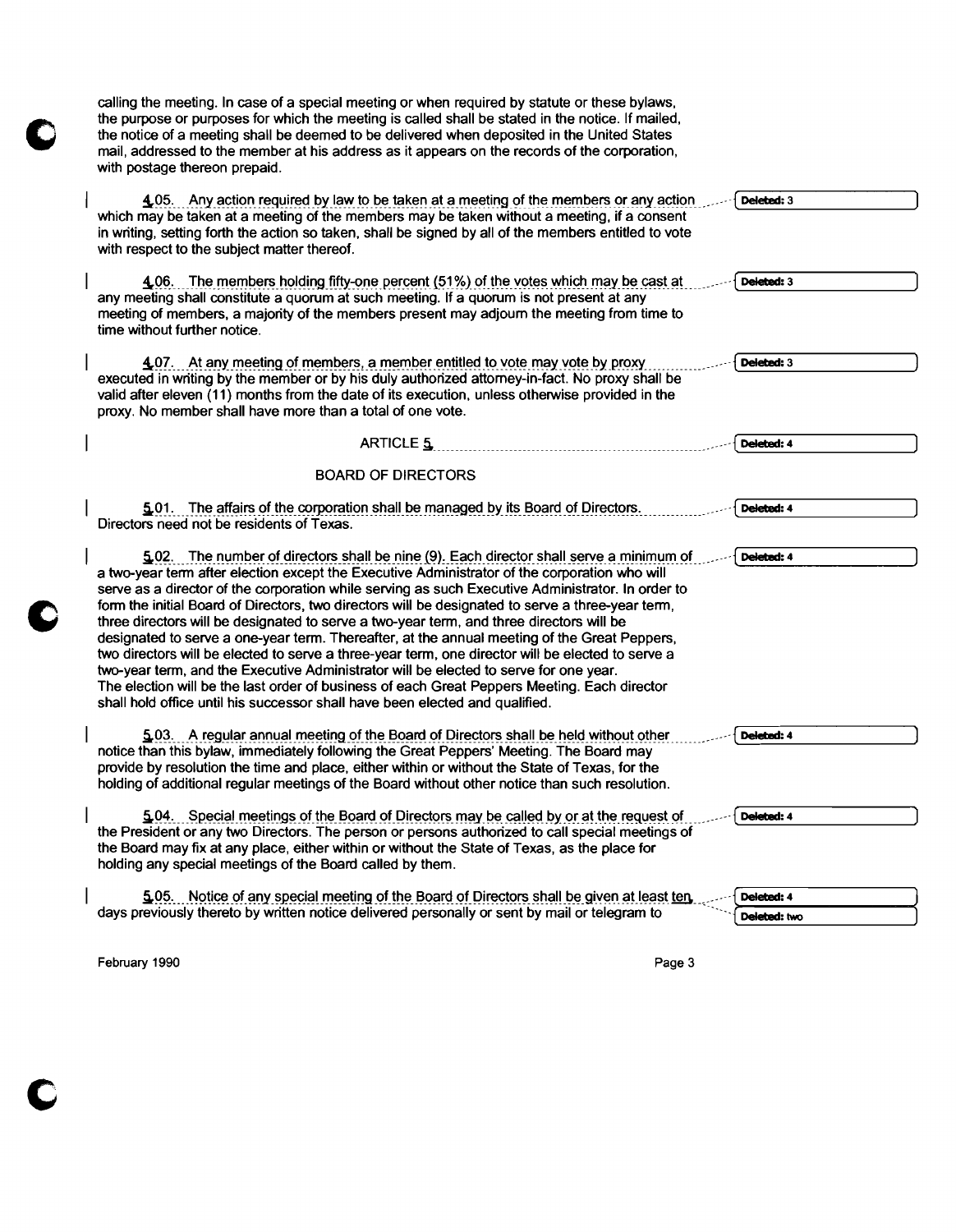calling the meeting. In case of a special meeting or when required by statute or these bylaws, the purpose or purposes for which the meeting is called shall be stated in the notice. If mailed, the notice of a meeting shall be deemed to be delivered when deposited in the United States mail, addressed to the member at his address as it appears on the records of the corporation, with postage thereon prepaid.

4.05. Any action required by law to be taken at a meeting of the members or any action which may be taken at a meeting of the members may be taken without a meeting, if a consent in writing, setting forth the action so taken, shall be signed by all of the members entitled to vote with respect to the subject matter thereof.

4.06. The members holding fifty-one percent (51%) of the votes which may be cast at any meeting shall constitute a quorum at such meeting. If a quorum is not present at any meeting of members, a majority of the members present may adjourn the meeting from time to time without further notice.

4.07. At any meeting of members, a member entitled to vote may vote by proxy executed in writing by the member or by his duly authorized attorney-in-fact. No proxy shall be valid after eleven (11) months from the date of its execution, unless otherwise provided in the proxy. No member shall have more than a total of one vote.

## ARTICLE 5

## BOARD OF DIRECTORS

5.01. The affairs of the corporation shall be managed by its Board of Directors. Directors need not be residents of Texas.

5.02. The number of directors shall be nine (9). Each director shall serve a minimum of a two-year term after election except the Executive Administrator of the corporation who will serve as a director of the corporation while serving as such Executive Administrator. In order to form the initial Board of Directors, two directors will be designated to serve a three-year term, three directors will be designated to serve a two-year term, and three directors will be designated to serve a one-year term. Thereafter, at the annual meeting of the Great Peppers, two directors will be elected to serve a three-year term, one director will be elected to serve a two-year term, and the Executive Administrator will be elected to serve for one year. The election will be the last order of business of each Great Peppers Meeting. Each director shall hold office until his successor shall have been elected and qualified.

5.03. A regular annual meeting of the Board of Directors shall be held without other notice than this bylaw, immediately following the Great Peppers' Meeting. The Board may provide by resolution the time and place, either within or without the State of Texas, for the holding of additional regular meetings of the Board without other notice than such resolution.

5.04. Special meetings of the Board of Directors may be called by or at the request of the President or any two Directors. The person or persons authorized to call special meetings of the Board may fix at any place, either within or without the State of Texas, as the place for holding any special meetings of the Board called by them.

5.05. Notice of any special meeting of the Board of Directors shall be given at least ten days previously thereto by written notice delivered personally or sent by mail or telegram to

Deleted: 3
Deleted: 3
Deleted: 3
Deleted: 4
Deleted: 4
Deleted: 4
Deleted: 4
Deleted: 4
Deleted: 4
Deleted: two

February 1990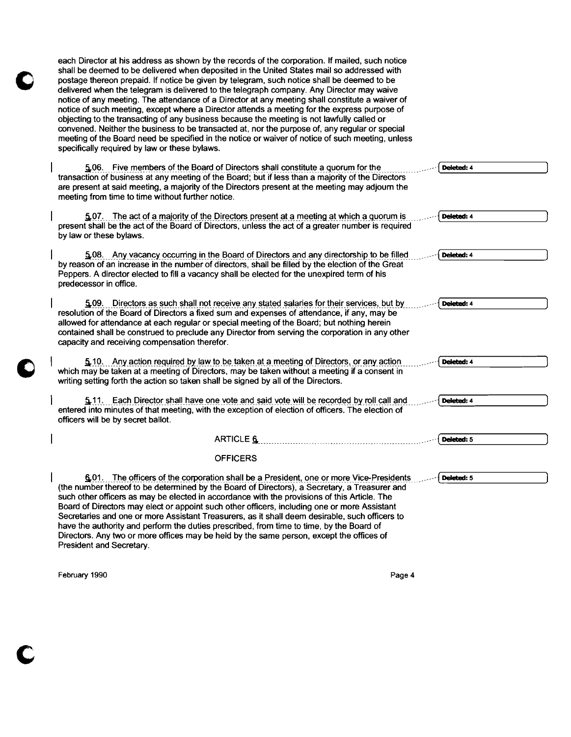each Director at his address as shown by the records of the corporation. If mailed, such notice shall be deemed to be delivered when deposited in the United States mail so addressed with postage thereon prepaid. If notice be given by telegram, such notice shall be deemed to be delivered when the telegram is delivered to the telegraph company. Any Director may waive notice of any meeting. The attendance of a Director at any meeting shall constitute a waiver of notice of such meeting, except where a Director attends a meeting for the express purpose of objecting to the transacting of any business because the meeting is not lawfully called or convened. Neither the business to be transacted at, nor the purpose of, any regular or special meeting of the Board need be specified in the notice or waiver of notice of such meeting, unless specifically required by law or these bylaws.

5.06. Five members of the Board of Directors shall constitute a quorum for the transaction of business at any meeting of the Board; but if less than a majority of the Directors are present at said meeting, a majority of the Directors present at the meeting may adjourn the meeting from time to time without further notice.

5.07. The act of a majority of the Directors present at a meeting at which a quorum is present shall be the act of the Board of Directors, unless the act of a greater number is required by law or these bylaws.

5.08. Any vacancy occurring in the Board of Directors and any directorship to be filled by reason of an increase in the number of directors, shall be filled by the election of the Great Peppers. A director elected to fill a vacancy shall be elected for the unexpired term of his predecessor in office.

5.09. Directors as such shall not receive any stated salaries for their services, but by resolution of the Board of Directors a fixed sum and expenses of attendance, if any, may be allowed for attendance at each regular or special meeting of the Board; but nothing herein contained shall be construed to preclude any Director from serving the corporation in any other capacity and receiving compensation therefor.

5.10. Any action required by law to be taken at a meeting of Directors, or any action which may be taken at a meeting of Directors, may be taken without a meeting if a consent in writing setting forth the action so taken shall be signed by all of the Directors.

5.11. Each Director shall have one vote and said vote will be recorded by roll call and entered into minutes of that meeting, with the exception of election of officers. The election of officers will be by secret ballot.

## ARTICLE 6

## OFFICERS

6.01. The officers of the corporation shall be a President, one or more Vice-Presidents (the number thereof to be determined by the Board of Directors), a Secretary, a Treasurer and such other officers as may be elected in accordance with the provisions of this Article. The Board of Directors may elect or appoint such other officers, including one or more Assistant Secretaries and one or more Assistant Treasurers, as it shall deem desirable, such officers to have the authority and perform the duties prescribed, from time to time, by the Board of Directors. Any two or more offices may be held by the same person, except the offices of President and Secretary.

February 1990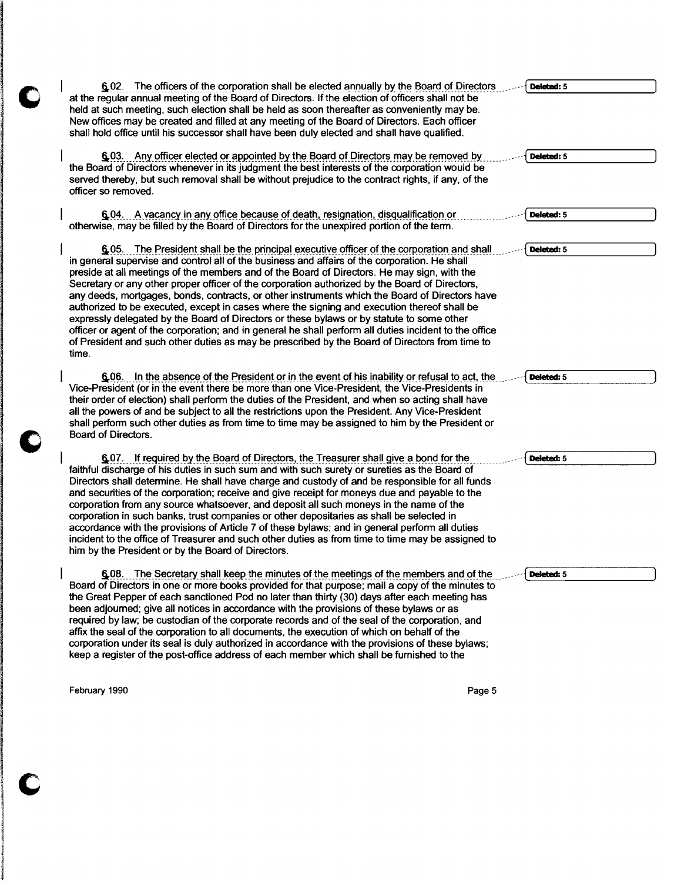6.02. The officers of the corporation shall be elected annually by the Board of Directors at the regular annual meeting of the Board of Directors. If the election of officers shall not be held at such meeting, such election shall be held as soon thereafter as conveniently may be. New offices may be created and filled at any meeting of the Board of Directors. Each officer shall hold office until his successor shall have been duly elected and shall have qualified.

6.03. Any officer elected or appointed by the Board of Directors may be removed by the Board of Directors whenever in its judgment the best interests of the corporation would be served thereby, but such removal shall be without prejudice to the contract rights, if any, of the officer so removed.

6.04. A vacancy in any office because of death, resignation, disqualification or otherwise, may be filled by the Board of Directors for the unexpired portion of the term.

6.05. The President shall be the principal executive officer of the corporation and shall in general supervise and control all of the business and affairs of the corporation. He shall preside at all meetings of the members and of the Board of Directors. He may sign, with the Secretary or any other proper officer of the corporation authorized by the Board of Directors, any deeds, mortgages, bonds, contracts, or other instruments which the Board of Directors have authorized to be executed, except in cases where the signing and execution thereof shall be expressly delegated by the Board of Directors or these bylaws or by statute to some other officer or agent of the corporation; and in general he shall perform all duties incident to the office of President and such other duties as may be prescribed by the Board of Directors from time to time.

6.06. In the absence of the President or in the event of his inability or refusal to act, the Vice-President (or in the event there be more than one Vice-President, the Vice-Presidents in their order of election) shall perform the duties of the President, and when so acting shall have all the powers of and be subject to all the restrictions upon the President. Any Vice-President shall perform such other duties as from time to time may be assigned to him by the President or Board of Directors.

6.07. If required by the Board of Directors, the Treasurer shall give a bond for the faithful discharge of his duties in such sum and with such surety or sureties as the Board of Directors shall determine. He shall have charge and custody of and be responsible for all funds and securities of the corporation; receive and give receipt for moneys due and payable to the corporation from any source whatsoever, and deposit all such moneys in the name of the corporation in such banks, trust companies or other depositaries as shall be selected in accordance with the provisions of Article 7 of these bylaws; and in general perform all duties incident to the office of Treasurer and such other duties as from time to time may be assigned to him by the President or by the Board of Directors.

6.08. The Secretary shall keep the minutes of the meetings of the members and of the Board of Directors in one or more books provided for that purpose; mail a copy of the minutes to the Great Pepper of each sanctioned Pod no later than thirty (30) days after each meeting has been adjourned; give all notices in accordance with the provisions of these bylaws or as required by law; be custodian of the corporate records and of the seal of the corporation, and affix the seal of the corporation to all documents, the execution of which on behalf of the corporation under its seal is duly authorized in accordance with the provisions of these bylaws; keep a register of the post-office address of each member which shall be furnished to the

February 1990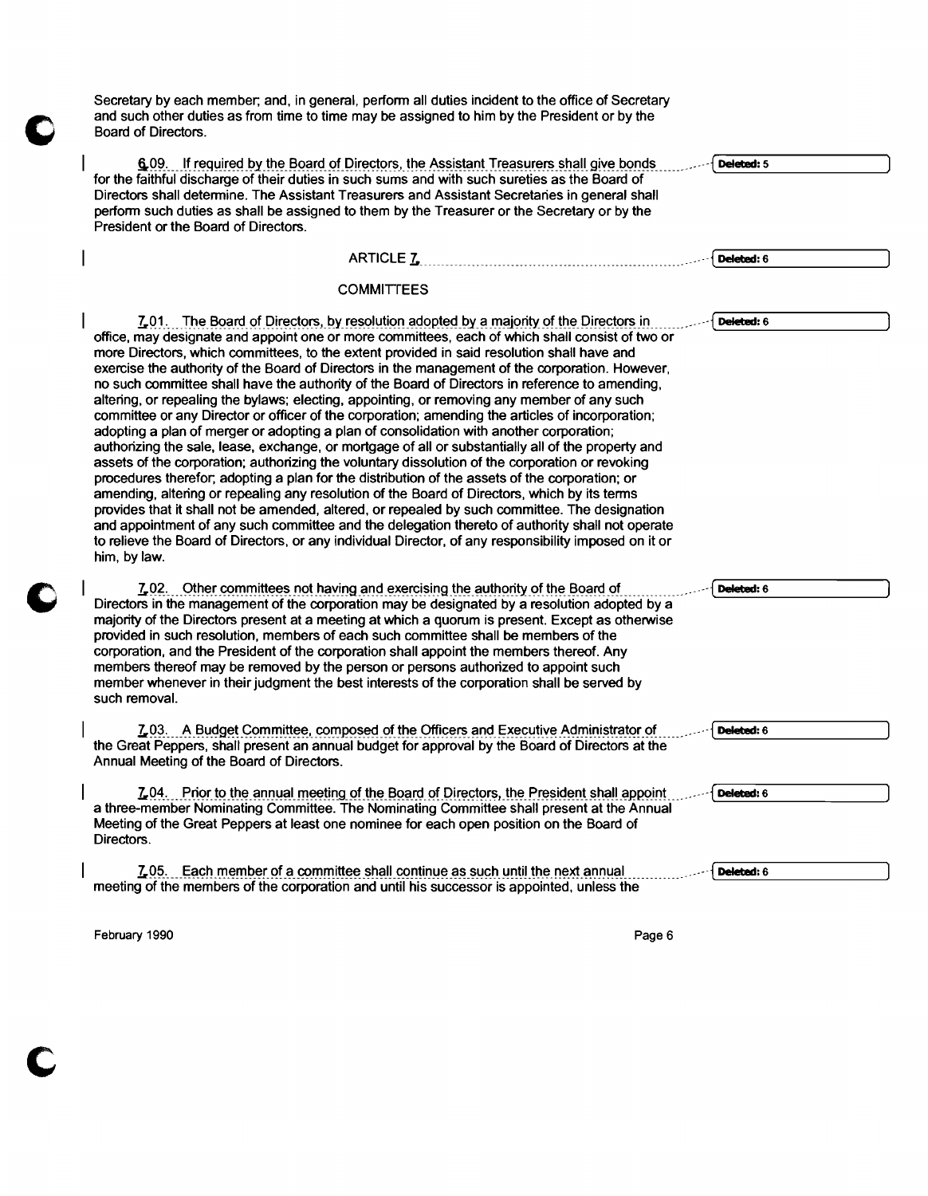Secretary by each member; and, in general, perform all duties incident to the office of Secretary and such other duties as from time to time may be assigned to him by the President or by the Board of Directors.

6.09. If required by the Board of Directors, the Assistant Treasurers shall give bonds for the faithful discharge of their duties in such sums and with such sureties as the Board of Directors shall determine. The Assistant Treasurers and Assistant Secretaries in general shall perform such duties as shall be assigned to them by the Treasurer or the Secretary or by the President or the Board of Directors.

## ARTICLE 7

## COMMITTEES

7.01. The Board of Directors, by resolution adopted by a majority of the Directors in office, may designate and appoint one or more committees, each of which shall consist of two or more Directors, which committees, to the extent provided in said resolution shall have and exercise the authority of the Board of Directors in the management of the corporation. However, no such committee shall have the authority of the Board of Directors in reference to amending, altering, or repealing the bylaws; electing, appointing, or removing any member of any such committee or any Director or officer of the corporation; amending the articles of incorporation; adopting a plan of merger or adopting a plan of consolidation with another corporation; authorizing the sale, lease, exchange, or mortgage of all or substantially all of the property and assets of the corporation; authorizing the voluntary dissolution of the corporation or revoking procedures therefor; adopting a plan for the distribution of the assets of the corporation; or amending, altering or repealing any resolution of the Board of Directors, which by its terms provides that it shall not be amended, altered, or repealed by such committee. The designation and appointment of any such committee and the delegation thereto of authority shall not operate to relieve the Board of Directors, or any individual Director, of any responsibility imposed on it or him, by law.

7.02. Other committees not having and exercising the authority of the Board of Directors in the management of the corporation may be designated by a resolution adopted by a majority of the Directors present at a meeting at which a quorum is present. Except as otherwise provided in such resolution, members of each such committee shall be members of the corporation, and the President of the corporation shall appoint the members thereof. Any members thereof may be removed by the person or persons authorized to appoint such member whenever in their judgment the best interests of the corporation shall be served by such removal.

7.03. A Budget Committee, composed of the Officers and Executive Administrator of the Great Peppers, shall present an annual budget for approval by the Board of Directors at the Annual Meeting of the Board of Directors.

7.04. Prior to the annual meeting of the Board of Directors, the President shall appoint a three-member Nominating Committee. The Nominating Committee shall present at the Annual Meeting of the Great Peppers at least one nominee for each open position on the Board of Directors.

7.05. Each member of a committee shall continue as such until the next annual meeting of the members of the corporation and until his successor is appointed, unless the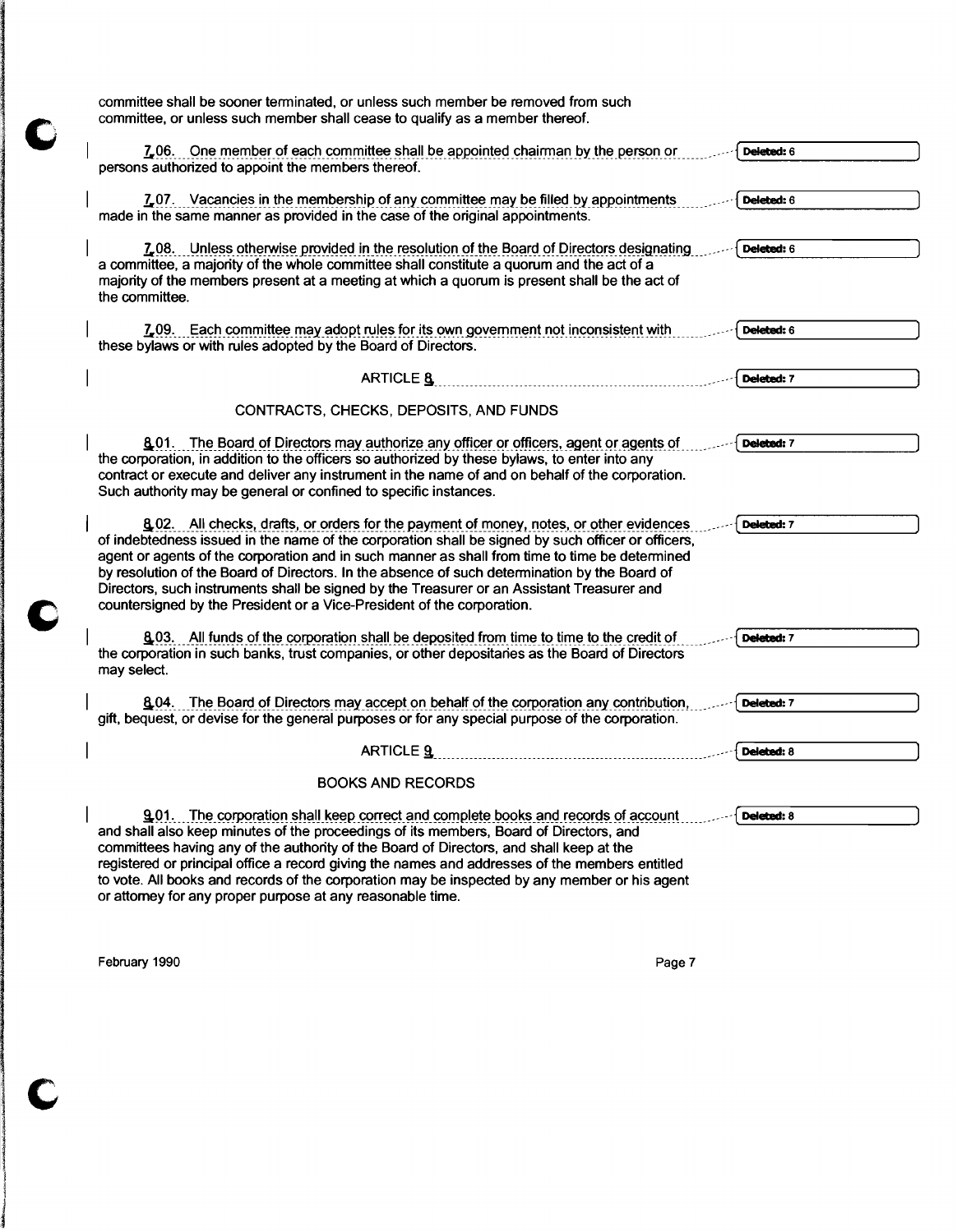committee shall be sooner terminated, or unless such member be removed from such committee, or unless such member shall cease to qualify as a member thereof.

7.06. One member of each committee shall be appointed chairman by the person or persons authorized to appoint the members thereof.

7.07. Vacancies in the membership of any committee may be filled by appointments made in the same manner as provided in the case of the original appointments.

7.08. Unless otherwise provided in the resolution of the Board of Directors designating a committee, a majority of the whole committee shall constitute a quorum and the act of a majority of the members present at a meeting at which a quorum is present shall be the act of the committee.

7.09. Each committee may adopt rules for its own government not inconsistent with these bylaws or with rules adopted by the Board of Directors.

## ARTICLE 8

## CONTRACTS, CHECKS, DEPOSITS, AND FUNDS

8.01. The Board of Directors may authorize any officer or officers, agent or agents of the corporation, in addition to the officers so authorized by these bylaws, to enter into any contract or execute and deliver any instrument in the name of and on behalf of the corporation. Such authority may be general or confined to specific instances.

8.02. All checks, drafts, or orders for the payment of money, notes, or other evidences of indebtedness issued in the name of the corporation shall be signed by such officer or officers, agent or agents of the corporation and in such manner as shall from time to time be determined by resolution of the Board of Directors. In the absence of such determination by the Board of Directors, such instruments shall be signed by the Treasurer or an Assistant Treasurer and countersigned by the President or a Vice-President of the corporation.

8.03. All funds of the corporation shall be deposited from time to time to the credit of the corporation in such banks, trust companies, or other depositaries as the Board of Directors may select.

8.04. The Board of Directors may accept on behalf of the corporation any contribution, gift, bequest, or devise for the general purposes or for any special purpose of the corporation.

## ARTICLE 9

## BOOKS AND RECORDS

9.01. The corporation shall keep correct and complete books and records of account and shall also keep minutes of the proceedings of its members, Board of Directors, and committees having any of the authority of the Board of Directors, and shall keep at the registered or principal office a record giving the names and addresses of the members entitled to vote. All books and records of the corporation may be inspected by any member or his agent or attorney for any proper purpose at any reasonable time.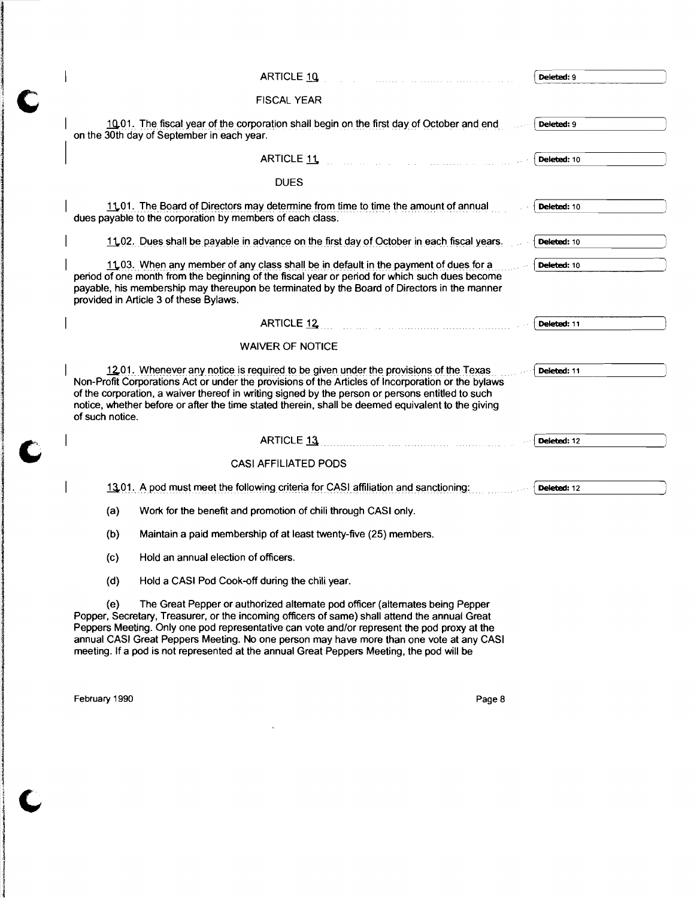## ARTICLE 10

### FISCAL YEAR

10.01. The fiscal year of the corporation shall begin on the first day of October and end on the 30th day of September in each year.

## ARTICLE 11

### DUES

11.01. The Board of Directors may determine from time to time the amount of annual dues payable to the corporation by members of each class.

11.02. Dues shall be payable in advance on the first day of October in each fiscal years.

11.03. When any member of any class shall be in default in the payment of dues for a period of one month from the beginning of the fiscal year or period for which such dues become payable, his membership may thereupon be terminated by the Board of Directors in the manner provided in Article 3 of these Bylaws.

## ARTICLE 12

### WAIVER OF NOTICE

12.01. Whenever any notice is required to be given under the provisions of the Texas Non-Profit Corporations Act or under the provisions of the Articles of Incorporation or the bylaws of the corporation, a waiver thereof in writing signed by the person or persons entitled to such notice, whether before or after the time stated therein, shall be deemed equivalent to the giving of such notice.

## ARTICLE 13

### CASI AFFILIATED PODS

13.01. A pod must meet the following criteria for CASI affiliation and sanctioning:

(a) Work for the benefit and promotion of chili through CASI only.

(b) Maintain a paid membership of at least twenty-five (25) members.

(c) Hold an annual election of officers.

(d) Hold a CASI Pod Cook-off during the chili year.

(e) The Great Pepper or authorized alternate pod officer (alternates being Pepper Popper, Secretary, Treasurer, or the incoming officers of same) shall attend the annual Great Peppers Meeting. Only one pod representative can vote and/or represent the pod proxy at the annual CASI Great Peppers Meeting. No one person may have more than one vote at any CASI meeting. If a pod is not represented at the annual Great Peppers Meeting, the pod will be

February 1990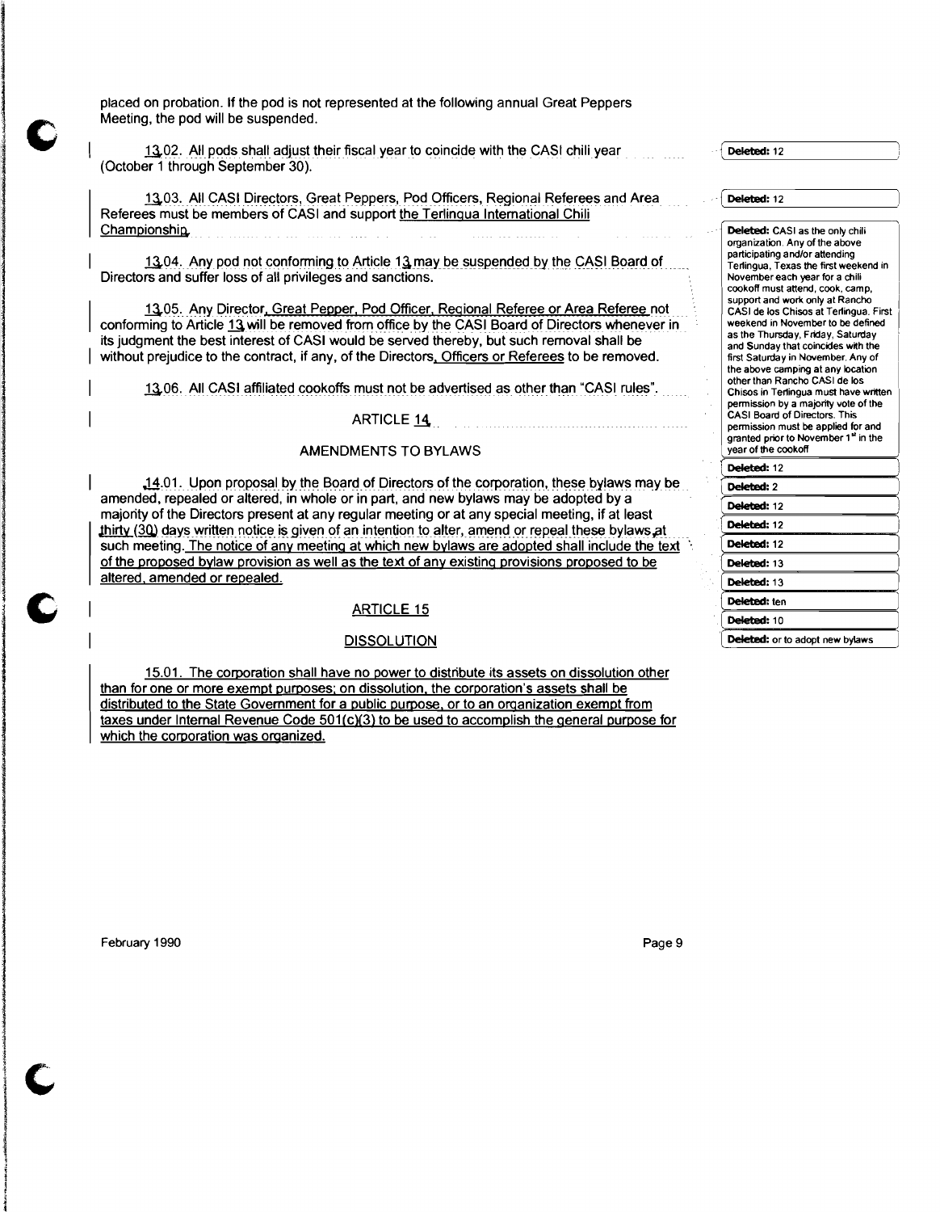placed on probation. If the pod is not represented at the following annual Great Peppers Meeting, the pod will be suspended.

13.02. All pods shall adjust their fiscal year to coincide with the CASI chili year (October 1 through September 30).

13.03. All CASI Directors, Great Peppers, Pod Officers, Regional Referees and Area Referees must be members of CASI and support the Terlingua International Chili Championship.

13.04. Any pod not conforming to Article 13 may be suspended by the CASI Board of Directors and suffer loss of all privileges and sanctions.

13.05. Any Director, Great Pepper, Pod Officer, Regional Referee or Area Referee not conforming to Article 13 will be removed from office by the CASI Board of Directors whenever in its judgment the best interest of CASI would be served thereby, but such removal shall be without prejudice to the contract, if any, of the Directors, Officers or Referees to be removed.

13.06. All CASI affiliated cookoffs must not be advertised as other than "CASI rules".

## ARTICLE 14

## AMENDMENTS TO BYLAWS

14.01. Upon proposal by the Board of Directors of the corporation, these bylaws may be amended, repealed or altered, in whole or in part, and new bylaws may be adopted by a majority of the Directors present at any regular meeting or at any special meeting, if at least thirty (30) days written notice is given of an intention to alter, amend or repeal these bylaws at such meeting. The notice of any meeting at which new bylaws are adopted shall include the text of the proposed bylaw provision as well as the text of any existing provisions proposed to be altered, amended or repealed.

## ARTICLE 15

## DISSOLUTION

15.01. The corporation shall have no power to distribute its assets on dissolution other than for one or more exempt purposes; on dissolution, the corporation's assets shall be distributed to the State Government for a public purpose, or to an organization exempt from taxes under Internal Revenue Code 501(c)(3) to be used to accomplish the general purpose for which the corporation was organized.

Deleted: 12

Deleted: 12

Deleted: CASI as the only chili organization. Any of the above participating and/or attending Terlingua, Texas the first weekend in November each year for a chili cookoff must attend, cook, camp, support and work only at Rancho CASI de los Chisos at Terlingua. First weekend in November to be defined as the Thursday, Friday, Saturday and Sunday that coincides with the first Saturday in November. Any of the above camping at any location other than Rancho CASI de los Chisos in Terlingua must have written permission by a majority vote of the CASI Board of Directors. This permission must be applied for and granted prior to November 1st in the year of the cookoff

Deleted: 12

Deleted: 2

Deleted: 12

Deleted: 12

Deleted: 12

Deleted: 13

Deleted: 13

Deleted: ten

Deleted: 10

Deleted: or to adopt new bylaws

February 1990